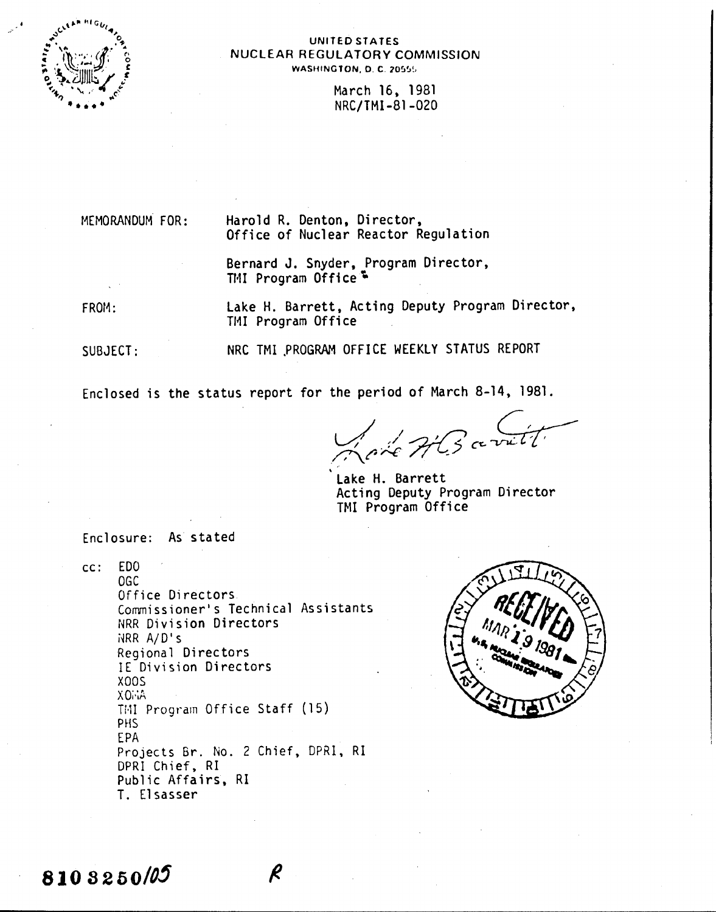UNITED STATES
NUCLEAR REGULATORY COMMISSION
WASHINGTON, D. C. 20555

March 16, 1981
NRC/TMI-81-020

MEMORANDUM FOR: Harold R. Denton, Director, Office of Nuclear Reactor Regulation

Bernard J. Snyder, Program Director, TMI Program Office

FROM: Lake H. Barrett, Acting Deputy Program Director, TMI Program Office

SUBJECT: NRC TMI PROGRAM OFFICE WEEKLY STATUS REPORT

Enclosed is the status report for the period of March 8-14, 1981.

Lake H. Barrett
Acting Deputy Program Director
TMI Program Office

Enclosure: As stated

cc: EDO
OGC
Office Directors
Commissioner's Technical Assistants
NRR Division Directors
NRR A/D's
Regional Directors
IE Division Directors
XOOS
XOMA
TMI Program Office Staff (15)
PHS
EPA
Projects Br. No. 2 Chief, DPRI, RI
DPRI Chief, RI
Public Affairs, RI
T. Elsasser

RECEIVED MAR 19 1981 U.S. NUCLEAR REGULATORY COMMISSION

8103250105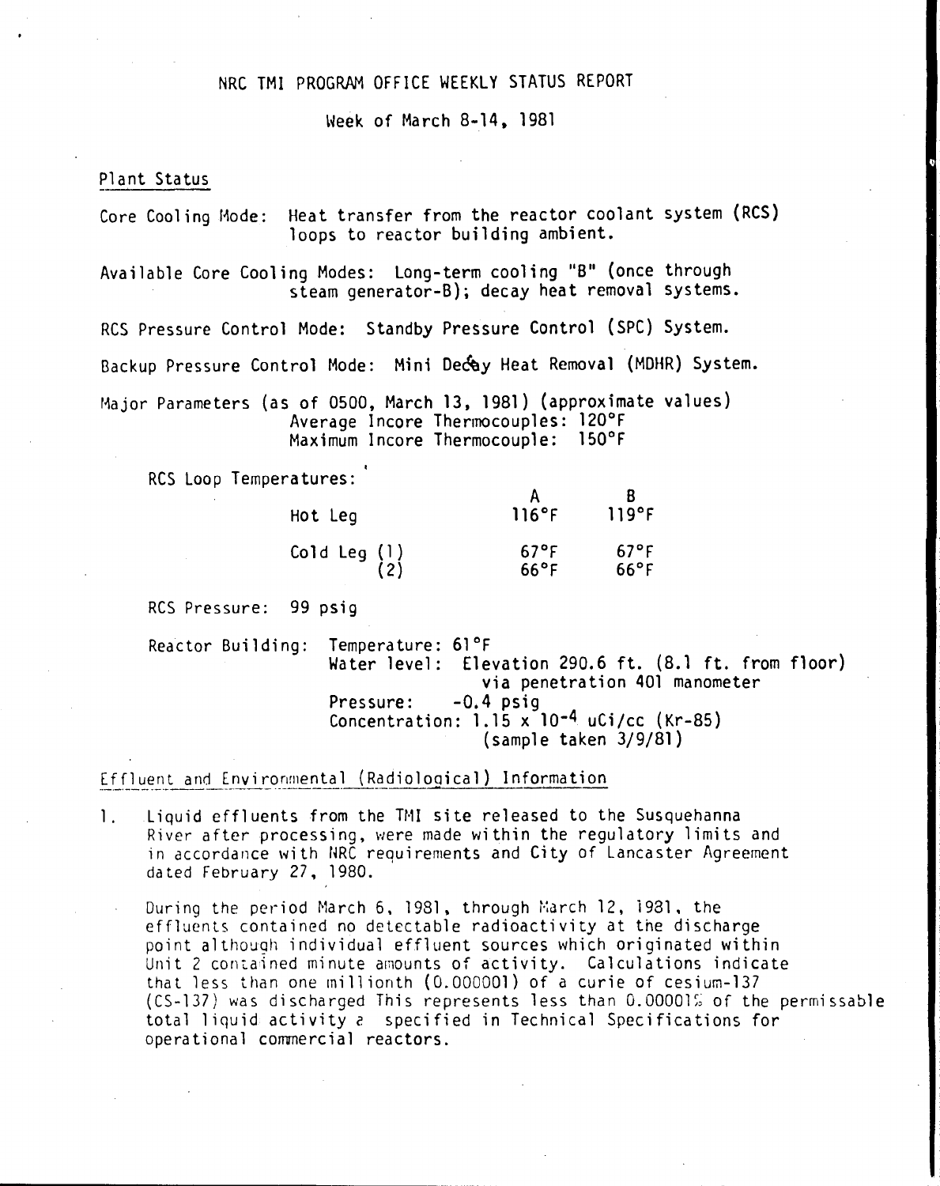# NRC TMI PROGRAM OFFICE WEEKLY STATUS REPORT

Week of March 8-14, 1981

## Plant Status

Core Cooling Mode: Heat transfer from the reactor coolant system (RCS) loops to reactor building ambient.

Available Core Cooling Modes: Long-term cooling "B" (once through steam generator-B); decay heat removal systems.

RCS Pressure Control Mode: Standby Pressure Control (SPC) System.

Backup Pressure Control Mode: Mini Decay Heat Removal (MDHR) System.

Major Parameters (as of 0500, March 13, 1981) (approximate values)
Average Incore Thermocouples: 120°F
Maximum Incore Thermocouple: 150°F

RCS Loop Temperatures:

| | A | B |
|---|---|---|
| Hot Leg | 116°F | 119°F |
| Cold Leg (1) | 67°F | 67°F |
| (2) | 66°F | 66°F |

RCS Pressure: 99 psig

Reactor Building: Temperature: 61°F
Water level: Elevation 290.6 ft. (8.1 ft. from floor) via penetration 401 manometer
Pressure: -0.4 psig
Concentration: $1.15 \times 10^{-4}$ uCi/cc (Kr-85) (sample taken 3/9/81)

## Effluent and Environmental (Radiological) Information

1. Liquid effluents from the TMI site released to the Susquehanna River after processing, were made within the regulatory limits and in accordance with NRC requirements and City of Lancaster Agreement dated February 27, 1980.

   During the period March 6, 1981, through March 12, 1981, the effluents contained no detectable radioactivity at the discharge point although individual effluent sources which originated within Unit 2 contained minute amounts of activity. Calculations indicate that less than one millionth (0.000001) of a curie of cesium-137 (CS-137) was discharged This represents less than 0.00001% of the permissable total liquid activity a specified in Technical Specifications for operational commercial reactors.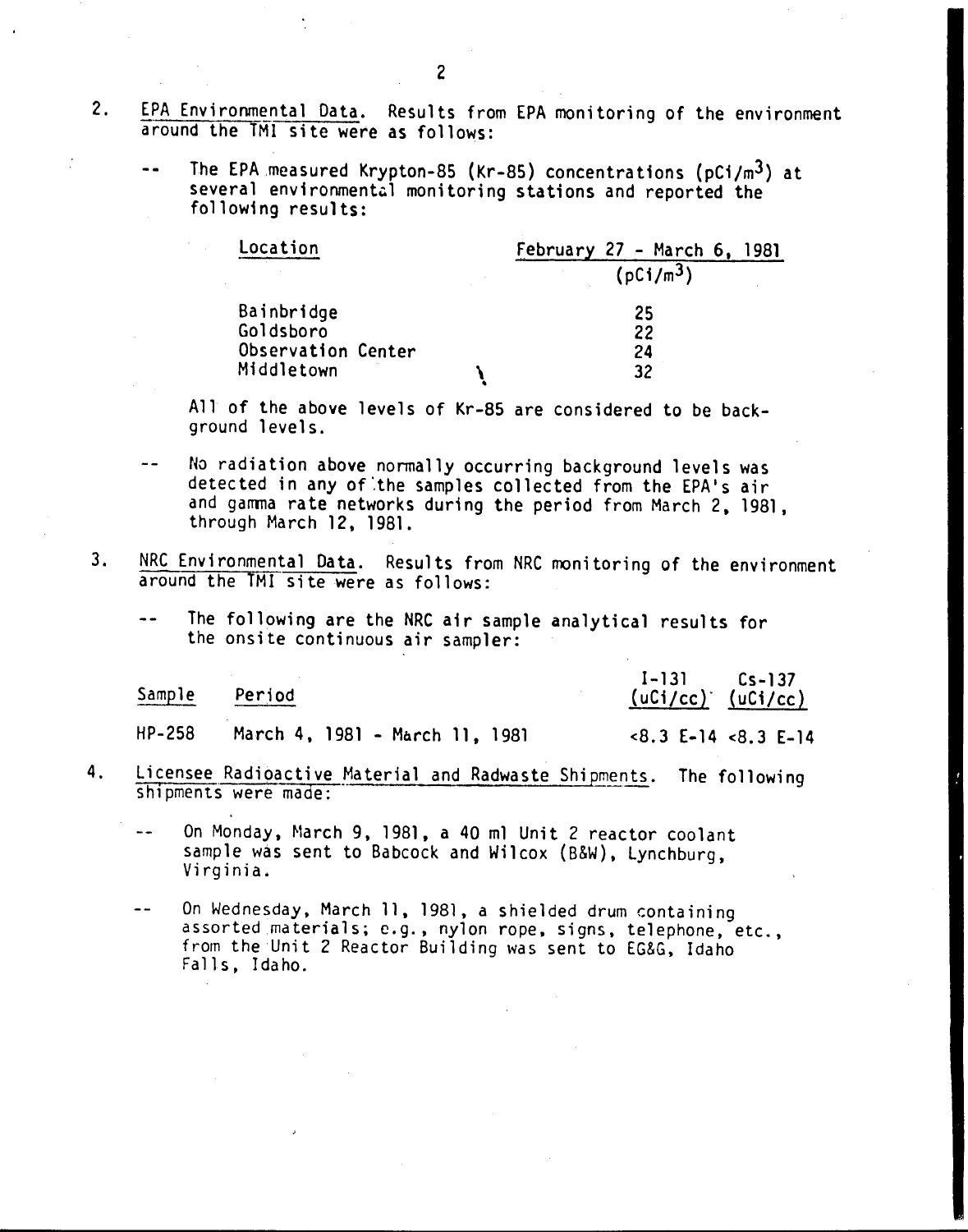2. EPA Environmental Data. Results from EPA monitoring of the environment around the TMI site were as follows:

   -- The EPA measured Krypton-85 (Kr-85) concentrations ($pCi/m^3$) at several environmental monitoring stations and reported the following results:

| Location | February 27 - March 6, 1981 ($pCi/m^3$) |
|---|---|
| Bainbridge | 25 |
| Goldsboro | 22 |
| Observation Center | 24 |
| Middletown | 32 |

   All of the above levels of Kr-85 are considered to be background levels.

   -- No radiation above normally occurring background levels was detected in any of the samples collected from the EPA's air and gamma rate networks during the period from March 2, 1981, through March 12, 1981.

3. NRC Environmental Data. Results from NRC monitoring of the environment around the TMI site were as follows:

   -- The following are the NRC air sample analytical results for the onsite continuous air sampler:

| Sample | Period | I-131 (uCi/cc) | Cs-137 (uCi/cc) |
|---|---|---|---|
| HP-258 | March 4, 1981 - March 11, 1981 | <8.3 E-14 | <8.3 E-14 |

4. Licensee Radioactive Material and Radwaste Shipments. The following shipments were made:

   -- On Monday, March 9, 1981, a 40 ml Unit 2 reactor coolant sample was sent to Babcock and Wilcox (B&W), Lynchburg, Virginia.

   -- On Wednesday, March 11, 1981, a shielded drum containing assorted materials; e.g., nylon rope, signs, telephone, etc., from the Unit 2 Reactor Building was sent to EG&G, Idaho Falls, Idaho.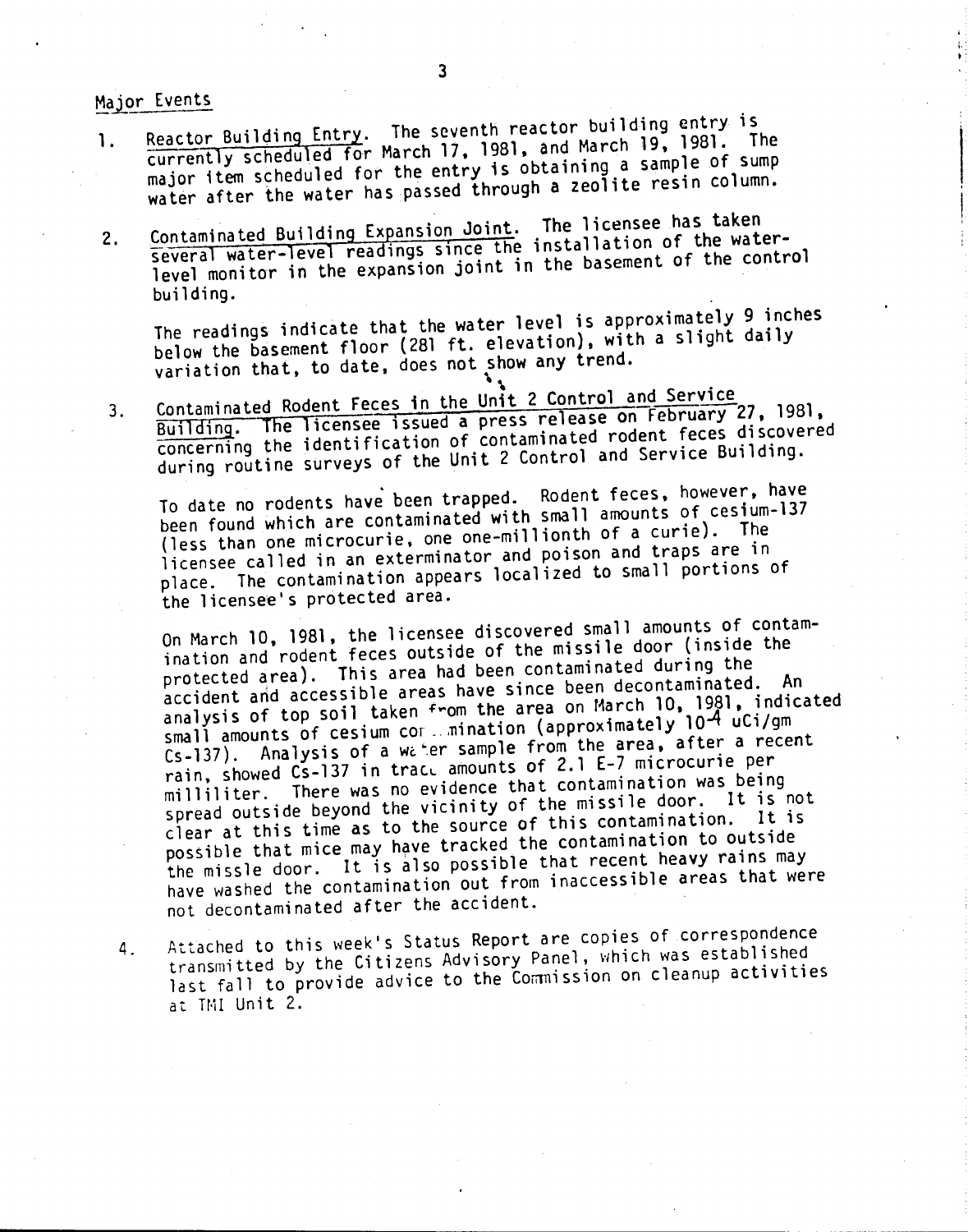## Major Events

1. Reactor Building Entry. The seventh reactor building entry is currently scheduled for March 17, 1981, and March 19, 1981. The major item scheduled for the entry is obtaining a sample of sump water after the water has passed through a zeolite resin column.

2. Contaminated Building Expansion Joint. The licensee has taken several water-level readings since the installation of the water-level monitor in the expansion joint in the basement of the control building.

   The readings indicate that the water level is approximately 9 inches below the basement floor (281 ft. elevation), with a slight daily variation that, to date, does not show any trend.

3. Contaminated Rodent Feces in the Unit 2 Control and Service Building. The licensee issued a press release on February 27, 1981, concerning the identification of contaminated rodent feces discovered during routine surveys of the Unit 2 Control and Service Building.

   To date no rodents have been trapped. Rodent feces, however, have been found which are contaminated with small amounts of cesium-137 (less than one microcurie, one one-millionth of a curie). The licensee called in an exterminator and poison and traps are in place. The contamination appears localized to small portions of the licensee's protected area.

   On March 10, 1981, the licensee discovered small amounts of contamination and rodent feces outside of the missile door (inside the protected area). This area had been contaminated during the accident and accessible areas have since been decontaminated. An analysis of top soil taken from the area on March 10, 1981, indicated small amounts of cesium contamination (approximately $10^{-4}$ uCi/gm Cs-137). Analysis of a water sample from the area, after a recent rain, showed Cs-137 in trace amounts of 2.1 E-7 microcurie per milliliter. There was no evidence that contamination was being spread outside beyond the vicinity of the missile door. It is not clear at this time as to the source of this contamination. It is possible that mice may have tracked the contamination to outside the missle door. It is also possible that recent heavy rains may have washed the contamination out from inaccessible areas that were not decontaminated after the accident.

4. Attached to this week's Status Report are copies of correspondence transmitted by the Citizens Advisory Panel, which was established last fall to provide advice to the Commission on cleanup activities at TMI Unit 2.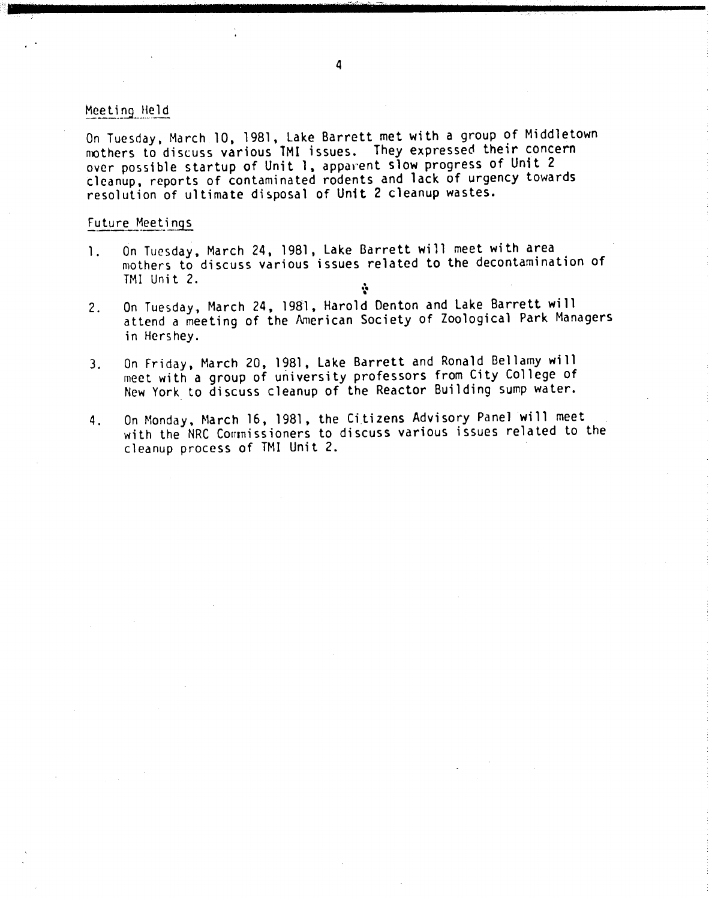## Meeting Held

On Tuesday, March 10, 1981, Lake Barrett met with a group of Middletown mothers to discuss various TMI issues. They expressed their concern over possible startup of Unit 1, apparent slow progress of Unit 2 cleanup, reports of contaminated rodents and lack of urgency towards resolution of ultimate disposal of Unit 2 cleanup wastes.

## Future Meetings

1. On Tuesday, March 24, 1981, Lake Barrett will meet with area mothers to discuss various issues related to the decontamination of TMI Unit 2.

2. On Tuesday, March 24, 1981, Harold Denton and Lake Barrett will attend a meeting of the American Society of Zoological Park Managers in Hershey.

3. On Friday, March 20, 1981, Lake Barrett and Ronald Bellamy will meet with a group of university professors from City College of New York to discuss cleanup of the Reactor Building sump water.

4. On Monday, March 16, 1981, the Citizens Advisory Panel will meet with the NRC Commissioners to discuss various issues related to the cleanup process of TMI Unit 2.